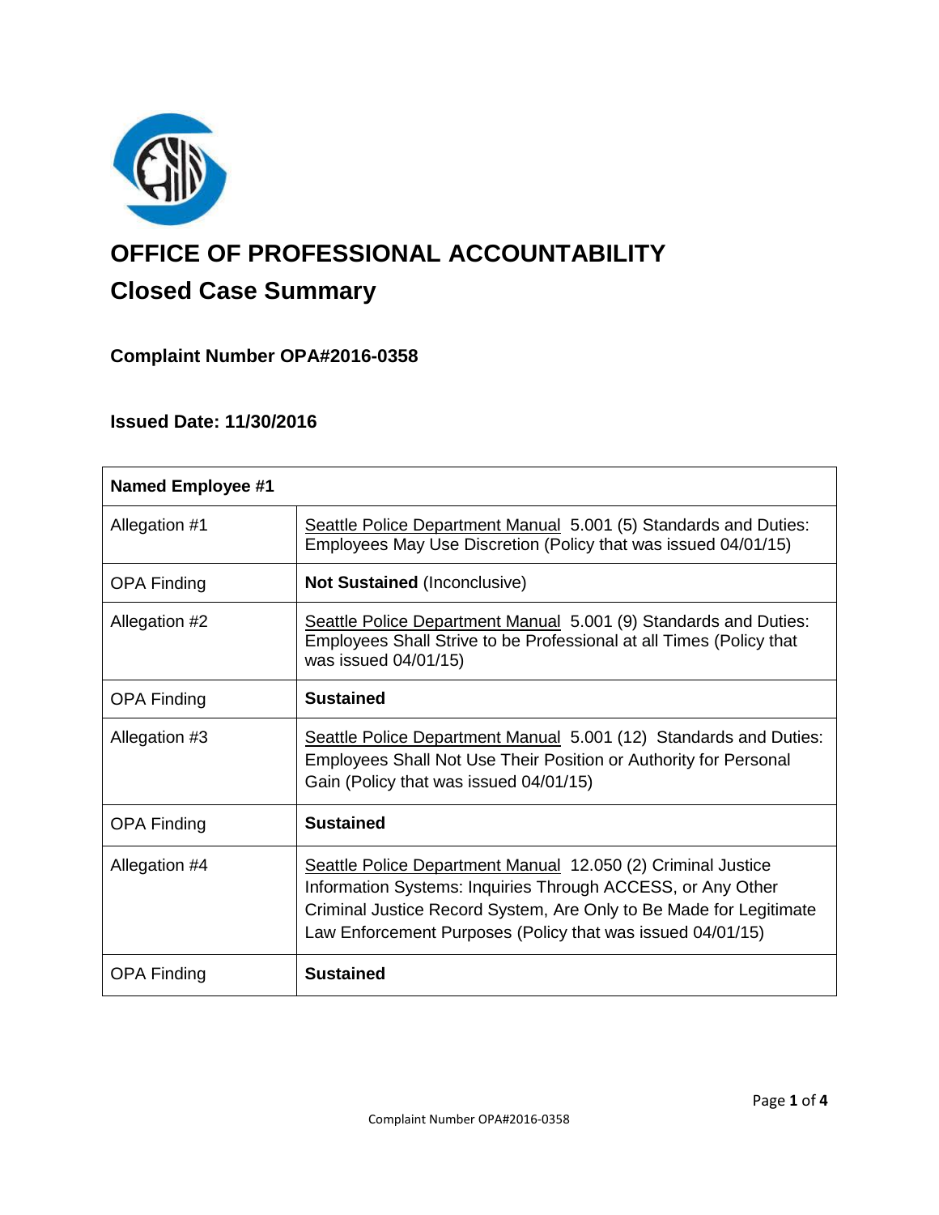# OFFICE OF PROFESSIONAL ACCOUNTABILITY

## Closed Case Summary

### Complaint Number OPA#2016-0358

### Issued Date: 11/30/2016

| Named Employee #1 | |
|---|---|
| Allegation #1 | Seattle Police Department Manual 5.001 (5) Standards and Duties: Employees May Use Discretion (Policy that was issued 04/01/15) |
| OPA Finding | **Not Sustained** (Inconclusive) |
| Allegation #2 | Seattle Police Department Manual 5.001 (9) Standards and Duties: Employees Shall Strive to be Professional at all Times (Policy that was issued 04/01/15) |
| OPA Finding | **Sustained** |
| Allegation #3 | Seattle Police Department Manual 5.001 (12) Standards and Duties: Employees Shall Not Use Their Position or Authority for Personal Gain (Policy that was issued 04/01/15) |
| OPA Finding | **Sustained** |
| Allegation #4 | Seattle Police Department Manual 12.050 (2) Criminal Justice Information Systems: Inquiries Through ACCESS, or Any Other Criminal Justice Record System, Are Only to Be Made for Legitimate Law Enforcement Purposes (Policy that was issued 04/01/15) |
| OPA Finding | **Sustained** |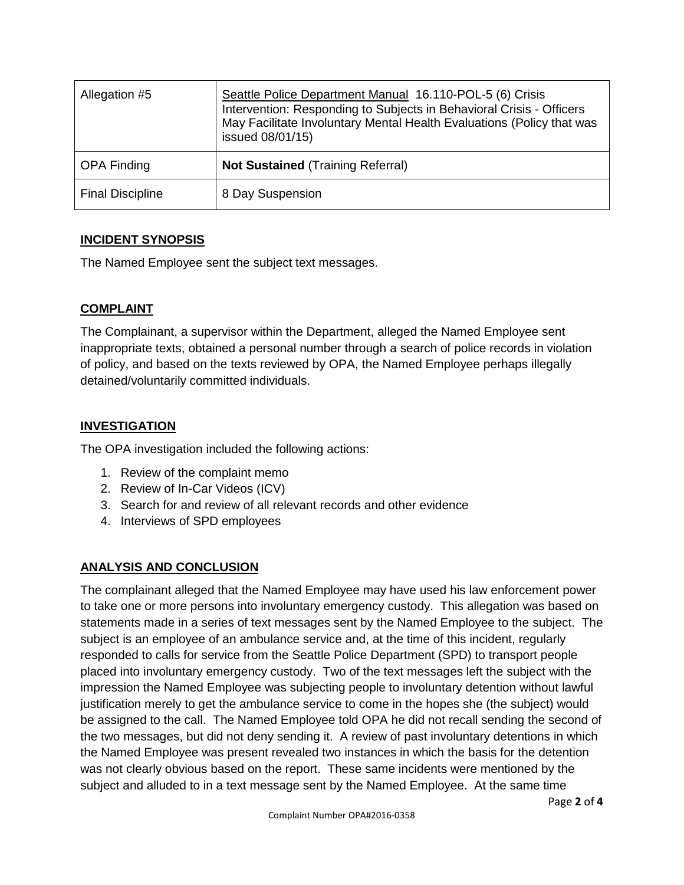| Allegation #5 | Seattle Police Department Manual 16.110-POL-5 (6) Crisis Intervention: Responding to Subjects in Behavioral Crisis - Officers May Facilitate Involuntary Mental Health Evaluations (Policy that was issued 08/01/15) |
|---|---|
| OPA Finding | **Not Sustained** (Training Referral) |
| Final Discipline | 8 Day Suspension |

## INCIDENT SYNOPSIS

The Named Employee sent the subject text messages.

## COMPLAINT

The Complainant, a supervisor within the Department, alleged the Named Employee sent inappropriate texts, obtained a personal number through a search of police records in violation of policy, and based on the texts reviewed by OPA, the Named Employee perhaps illegally detained/voluntarily committed individuals.

## INVESTIGATION

The OPA investigation included the following actions:

1. Review of the complaint memo
2. Review of In-Car Videos (ICV)
3. Search for and review of all relevant records and other evidence
4. Interviews of SPD employees

## ANALYSIS AND CONCLUSION

The complainant alleged that the Named Employee may have used his law enforcement power to take one or more persons into involuntary emergency custody. This allegation was based on statements made in a series of text messages sent by the Named Employee to the subject. The subject is an employee of an ambulance service and, at the time of this incident, regularly responded to calls for service from the Seattle Police Department (SPD) to transport people placed into involuntary emergency custody. Two of the text messages left the subject with the impression the Named Employee was subjecting people to involuntary detention without lawful justification merely to get the ambulance service to come in the hopes she (the subject) would be assigned to the call. The Named Employee told OPA he did not recall sending the second of the two messages, but did not deny sending it. A review of past involuntary detentions in which the Named Employee was present revealed two instances in which the basis for the detention was not clearly obvious based on the report. These same incidents were mentioned by the subject and alluded to in a text message sent by the Named Employee. At the same time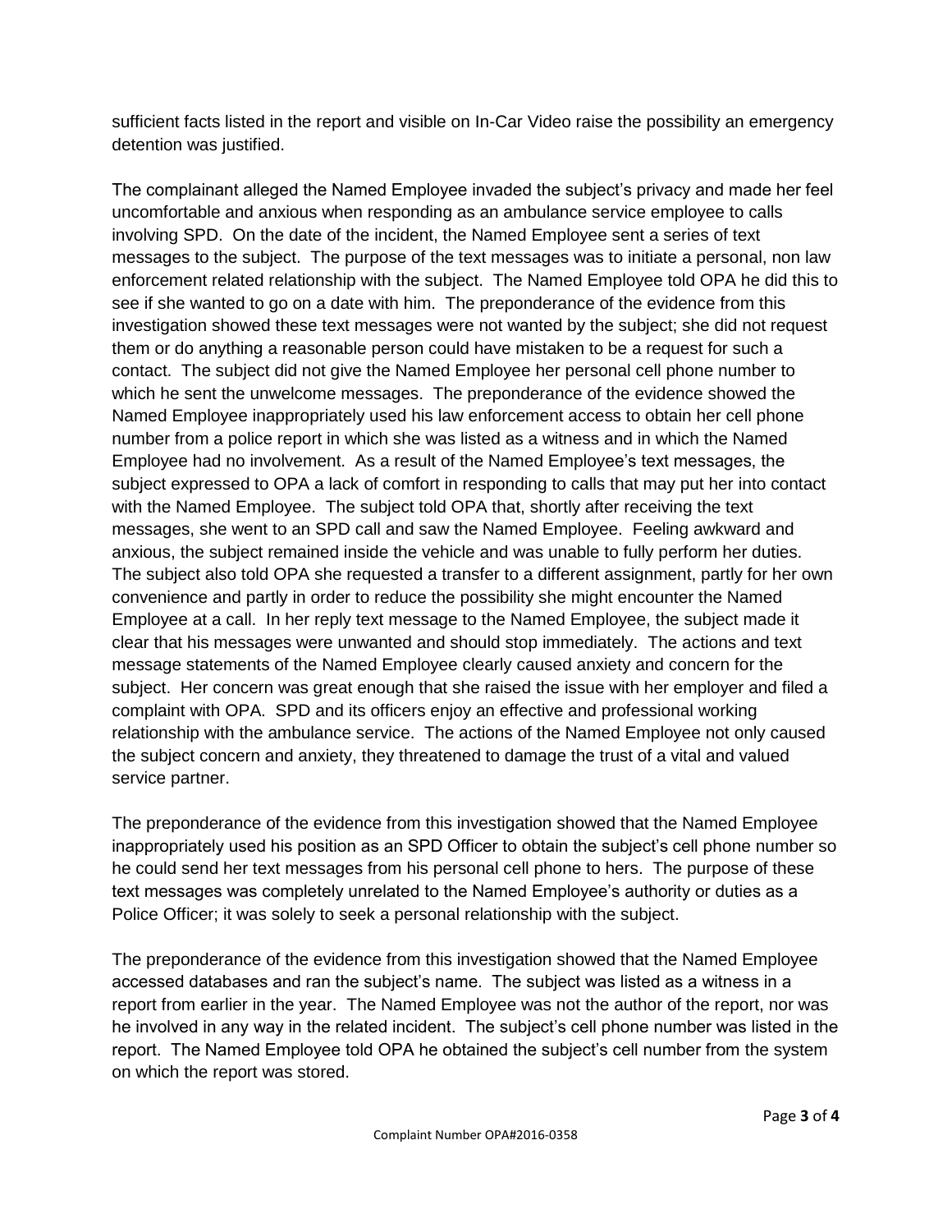sufficient facts listed in the report and visible on In-Car Video raise the possibility an emergency detention was justified.

The complainant alleged the Named Employee invaded the subject's privacy and made her feel uncomfortable and anxious when responding as an ambulance service employee to calls involving SPD. On the date of the incident, the Named Employee sent a series of text messages to the subject. The purpose of the text messages was to initiate a personal, non law enforcement related relationship with the subject. The Named Employee told OPA he did this to see if she wanted to go on a date with him. The preponderance of the evidence from this investigation showed these text messages were not wanted by the subject; she did not request them or do anything a reasonable person could have mistaken to be a request for such a contact. The subject did not give the Named Employee her personal cell phone number to which he sent the unwelcome messages. The preponderance of the evidence showed the Named Employee inappropriately used his law enforcement access to obtain her cell phone number from a police report in which she was listed as a witness and in which the Named Employee had no involvement. As a result of the Named Employee's text messages, the subject expressed to OPA a lack of comfort in responding to calls that may put her into contact with the Named Employee. The subject told OPA that, shortly after receiving the text messages, she went to an SPD call and saw the Named Employee. Feeling awkward and anxious, the subject remained inside the vehicle and was unable to fully perform her duties. The subject also told OPA she requested a transfer to a different assignment, partly for her own convenience and partly in order to reduce the possibility she might encounter the Named Employee at a call. In her reply text message to the Named Employee, the subject made it clear that his messages were unwanted and should stop immediately. The actions and text message statements of the Named Employee clearly caused anxiety and concern for the subject. Her concern was great enough that she raised the issue with her employer and filed a complaint with OPA. SPD and its officers enjoy an effective and professional working relationship with the ambulance service. The actions of the Named Employee not only caused the subject concern and anxiety, they threatened to damage the trust of a vital and valued service partner.

The preponderance of the evidence from this investigation showed that the Named Employee inappropriately used his position as an SPD Officer to obtain the subject's cell phone number so he could send her text messages from his personal cell phone to hers. The purpose of these text messages was completely unrelated to the Named Employee's authority or duties as a Police Officer; it was solely to seek a personal relationship with the subject.

The preponderance of the evidence from this investigation showed that the Named Employee accessed databases and ran the subject's name. The subject was listed as a witness in a report from earlier in the year. The Named Employee was not the author of the report, nor was he involved in any way in the related incident. The subject's cell phone number was listed in the report. The Named Employee told OPA he obtained the subject's cell number from the system on which the report was stored.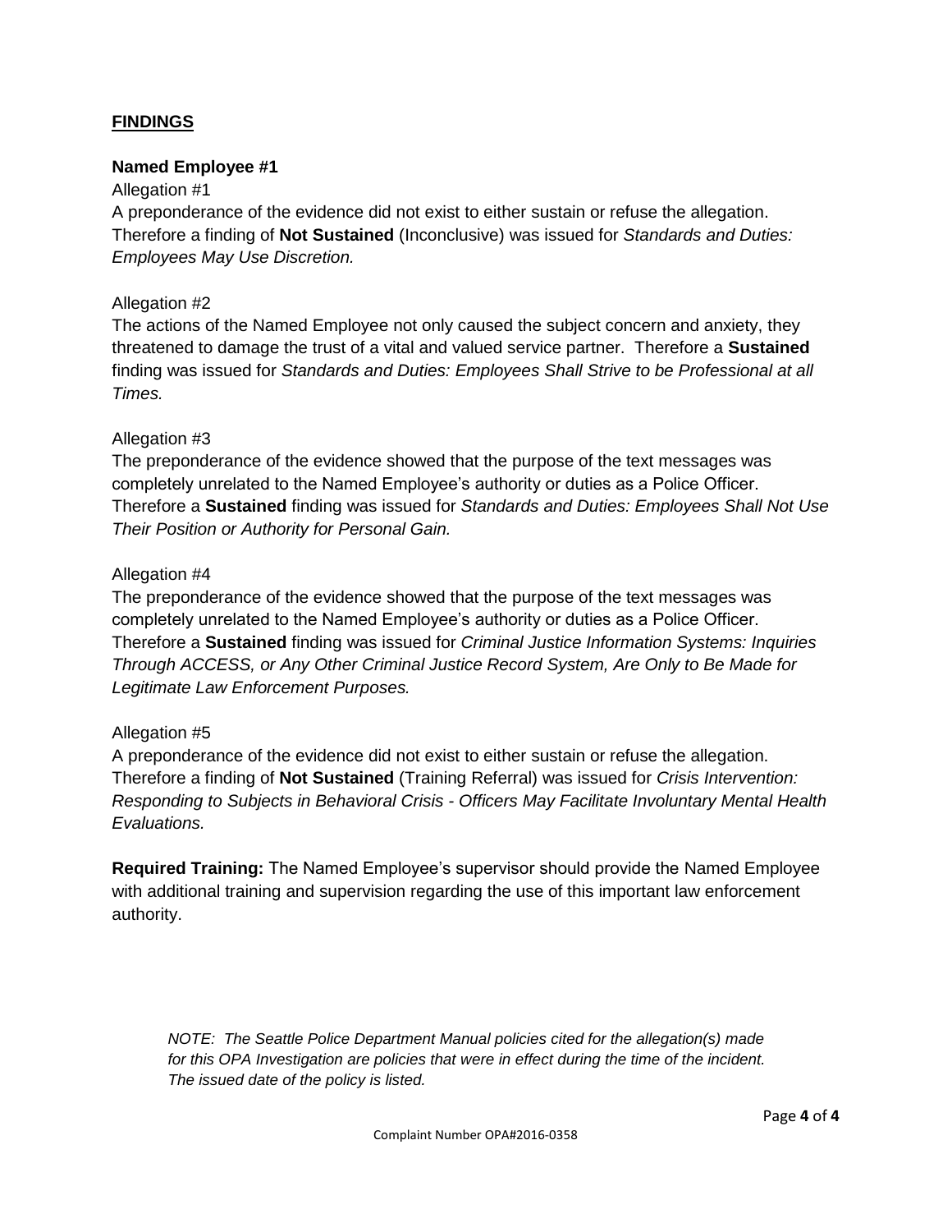## FINDINGS

**Named Employee #1**

Allegation #1

A preponderance of the evidence did not exist to either sustain or refuse the allegation. Therefore a finding of **Not Sustained** (Inconclusive) was issued for *Standards and Duties: Employees May Use Discretion.*

Allegation #2

The actions of the Named Employee not only caused the subject concern and anxiety, they threatened to damage the trust of a vital and valued service partner. Therefore a **Sustained** finding was issued for *Standards and Duties: Employees Shall Strive to be Professional at all Times.*

Allegation #3

The preponderance of the evidence showed that the purpose of the text messages was completely unrelated to the Named Employee's authority or duties as a Police Officer. Therefore a **Sustained** finding was issued for *Standards and Duties: Employees Shall Not Use Their Position or Authority for Personal Gain.*

Allegation #4

The preponderance of the evidence showed that the purpose of the text messages was completely unrelated to the Named Employee's authority or duties as a Police Officer. Therefore a **Sustained** finding was issued for *Criminal Justice Information Systems: Inquiries Through ACCESS, or Any Other Criminal Justice Record System, Are Only to Be Made for Legitimate Law Enforcement Purposes.*

Allegation #5

A preponderance of the evidence did not exist to either sustain or refuse the allegation. Therefore a finding of **Not Sustained** (Training Referral) was issued for *Crisis Intervention: Responding to Subjects in Behavioral Crisis - Officers May Facilitate Involuntary Mental Health Evaluations.*

**Required Training:** The Named Employee's supervisor should provide the Named Employee with additional training and supervision regarding the use of this important law enforcement authority.

*NOTE: The Seattle Police Department Manual policies cited for the allegation(s) made for this OPA Investigation are policies that were in effect during the time of the incident. The issued date of the policy is listed.*

Complaint Number OPA#2016-0358